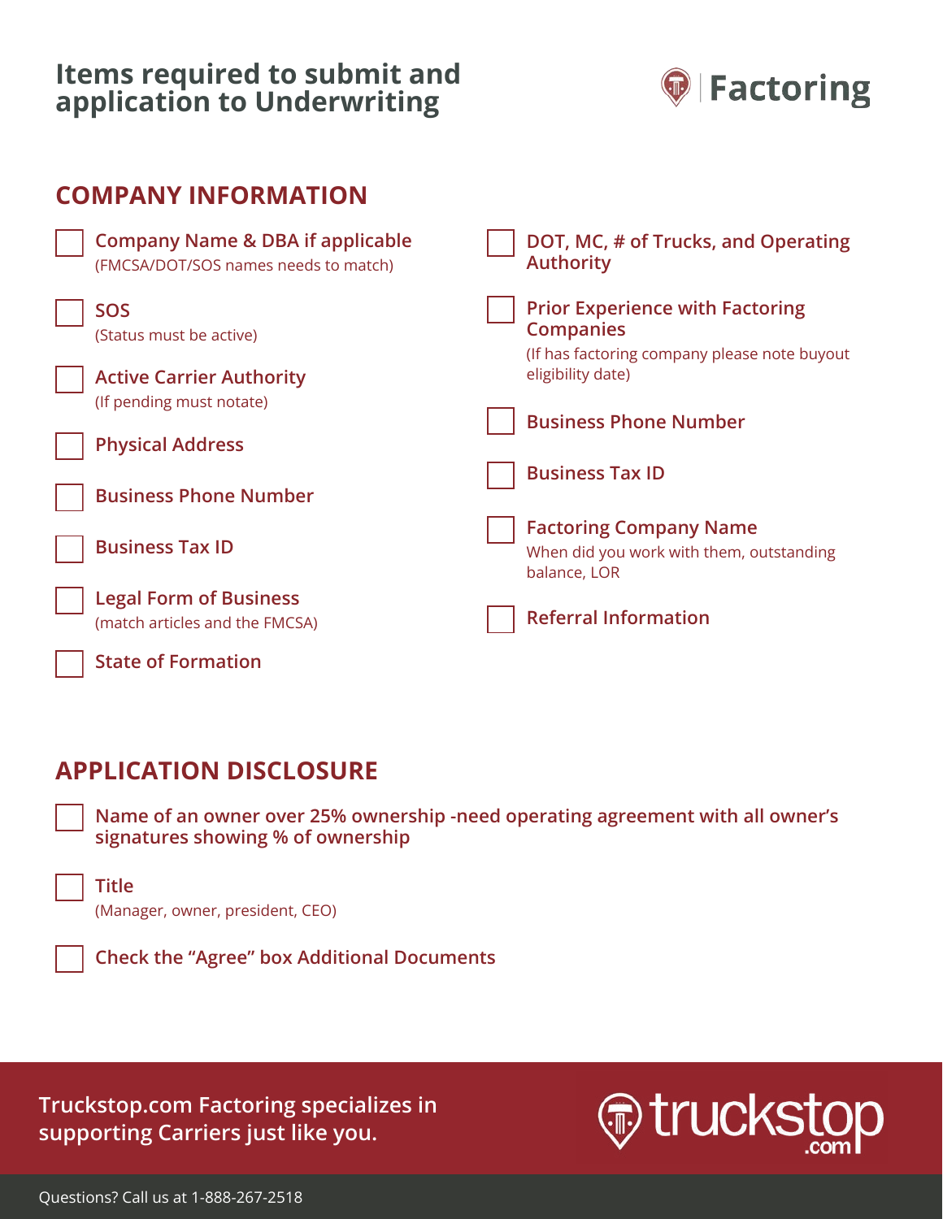# Items required to submit and application to Underwriting

Factoring

## COMPANY INFORMATION

- [ ] **Company Name & DBA if applicable**
  (FMCSA/DOT/SOS names needs to match)
- [ ] **SOS**
  (Status must be active)
- [ ] **Active Carrier Authority**
  (If pending must notate)
- [ ] **Physical Address**
- [ ] **Business Phone Number**
- [ ] **Business Tax ID**
- [ ] **Legal Form of Business**
  (match articles and the FMCSA)
- [ ] **State of Formation**
- [ ] **DOT, MC, # of Trucks, and Operating Authority**
- [ ] **Prior Experience with Factoring Companies**
  (If has factoring company please note buyout eligibility date)
- [ ] **Business Phone Number**
- [ ] **Business Tax ID**
- [ ] **Factoring Company Name**
  When did you work with them, outstanding balance, LOR
- [ ] **Referral Information**

## APPLICATION DISCLOSURE

- [ ] **Name of an owner over 25% ownership -need operating agreement with all owner's signatures showing % of ownership**
- [ ] **Title**
  (Manager, owner, president, CEO)
- [ ] **Check the "Agree" box Additional Documents**

**Truckstop.com Factoring specializes in supporting Carriers just like you.**

truckstop.com

Questions? Call us at 1-888-267-2518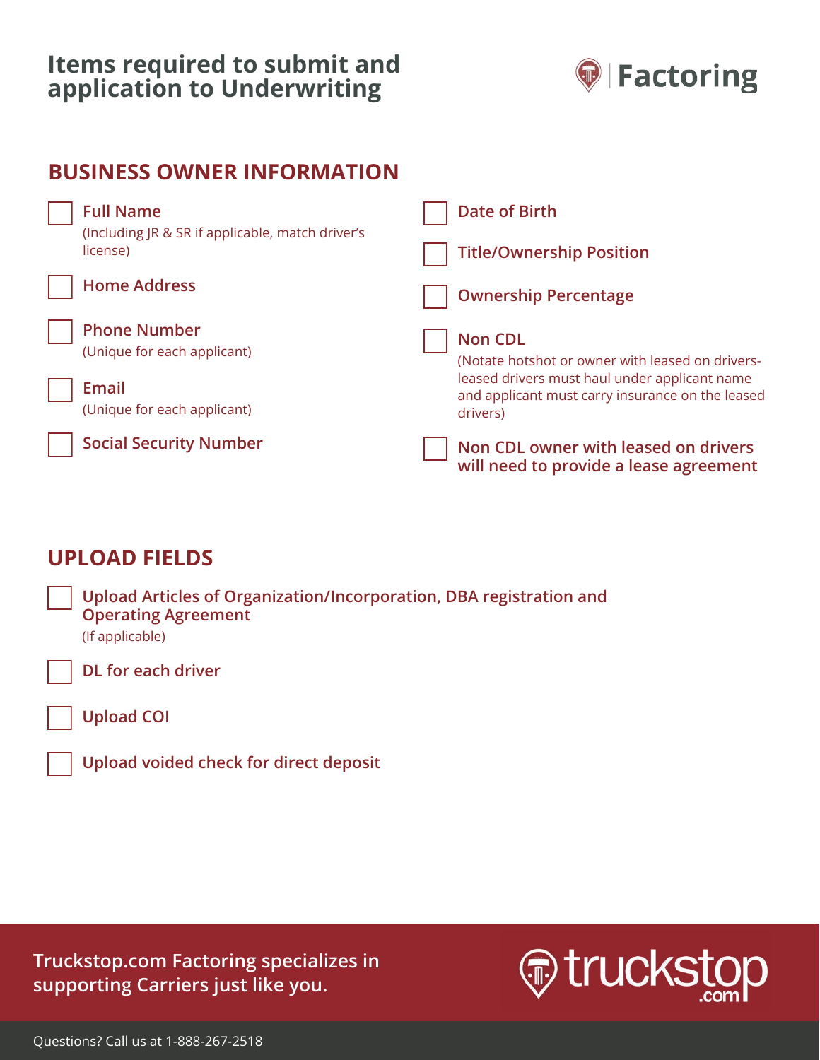# Items required to submit and application to Underwriting

Factoring

## BUSINESS OWNER INFORMATION

- [ ] **Full Name**
  (Including JR & SR if applicable, match driver's license)
- [ ] **Home Address**
- [ ] **Phone Number**
  (Unique for each applicant)
- [ ] **Email**
  (Unique for each applicant)
- [ ] **Social Security Number**
- [ ] **Date of Birth**
- [ ] **Title/Ownership Position**
- [ ] **Ownership Percentage**
- [ ] **Non CDL**
  (Notate hotshot or owner with leased on drivers-leased drivers must haul under applicant name and applicant must carry insurance on the leased drivers)
- [ ] **Non CDL owner with leased on drivers will need to provide a lease agreement**

## UPLOAD FIELDS

- [ ] **Upload Articles of Organization/Incorporation, DBA registration and Operating Agreement**
  (If applicable)
- [ ] **DL for each driver**
- [ ] **Upload COI**
- [ ] **Upload voided check for direct deposit**

**Truckstop.com Factoring specializes in supporting Carriers just like you.**

truckstop.com

Questions? Call us at 1-888-267-2518